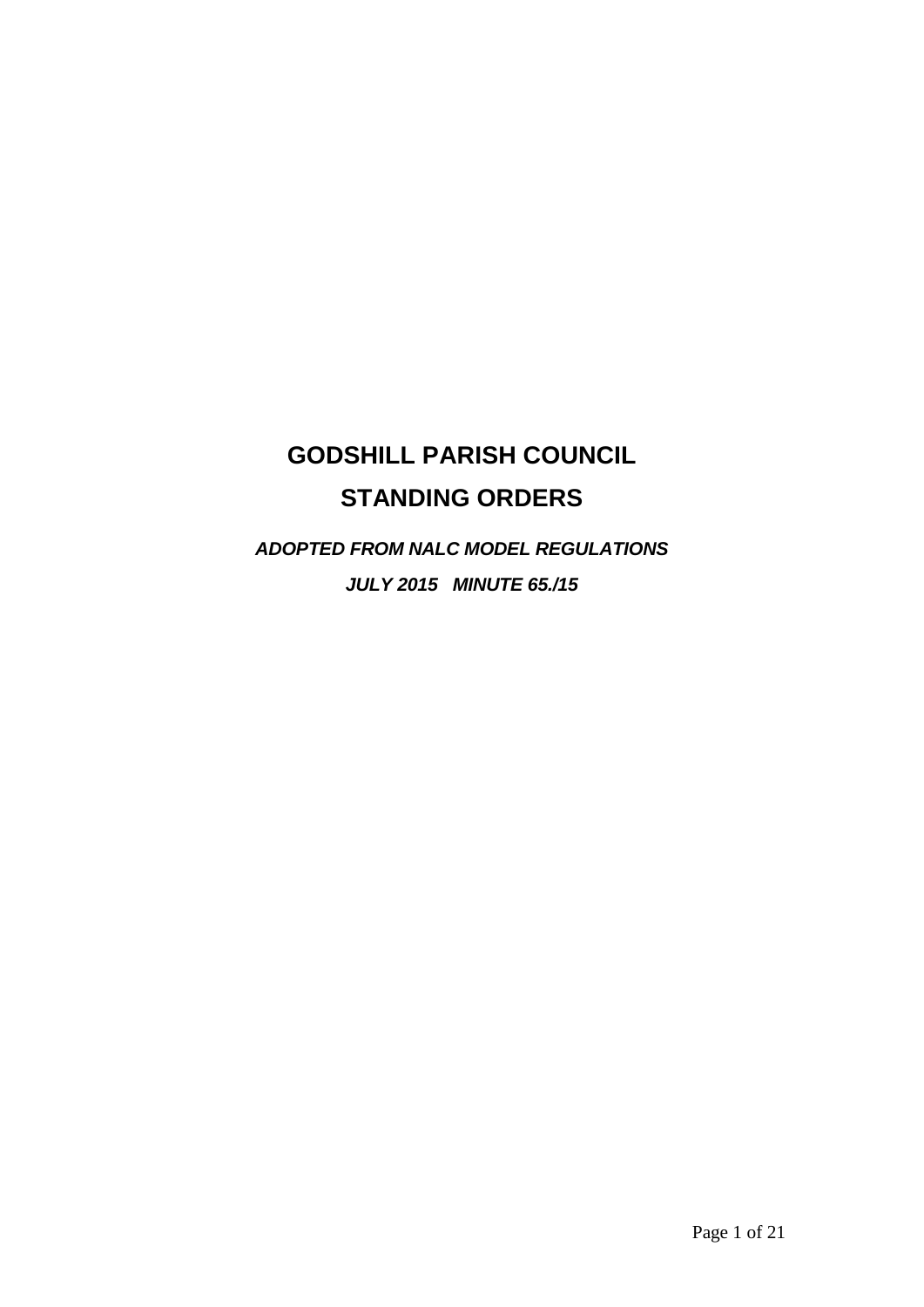# GODSHILL PARISH COUNCIL

# STANDING ORDERS

***ADOPTED FROM NALC MODEL REGULATIONS***

***JULY 2015 MINUTE 65./15***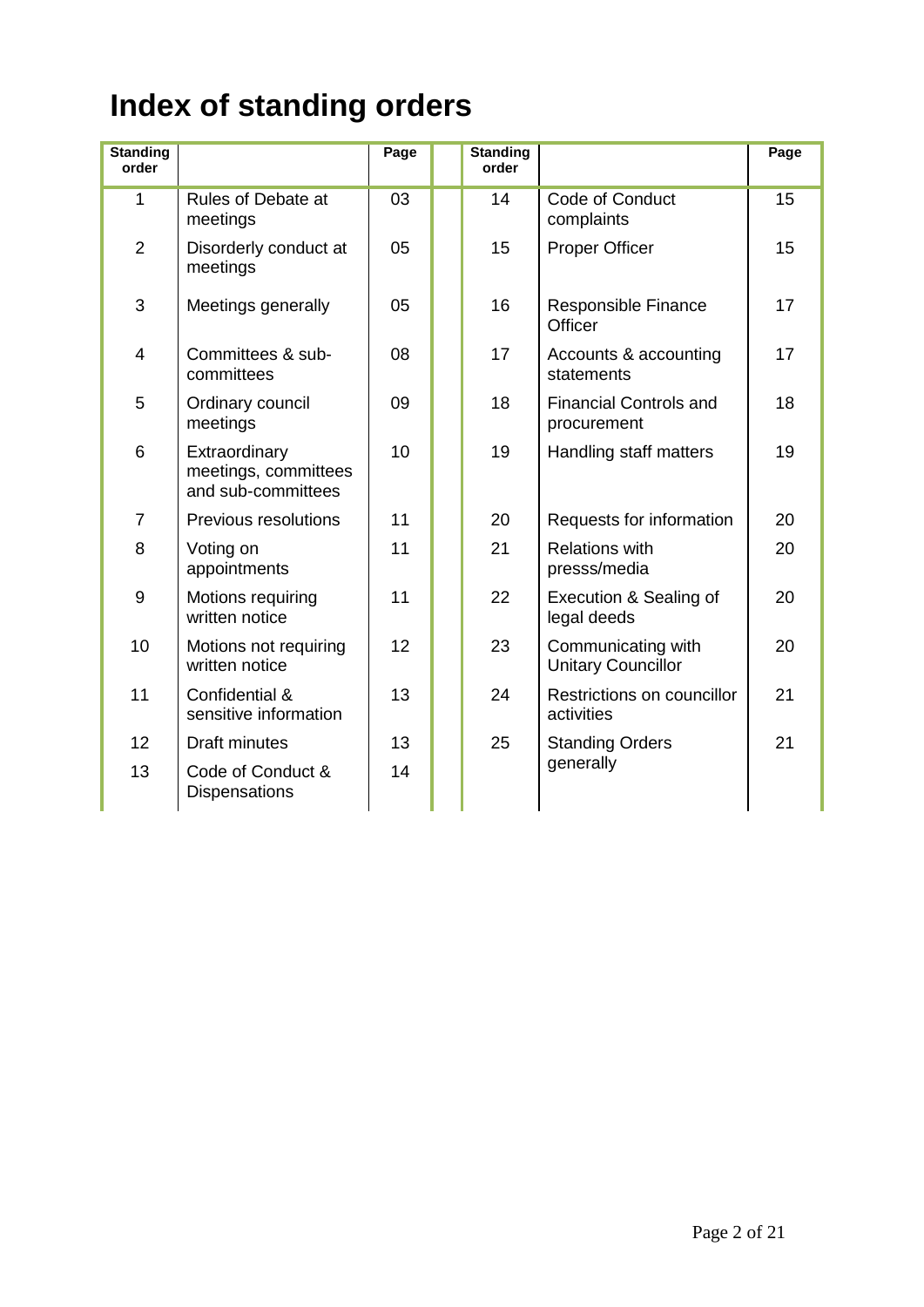# Index of standing orders

| Standing order | | Page | | Standing order | | Page |
|---|---|---|---|---|---|---|
| 1 | Rules of Debate at meetings | 03 | | 14 | Code of Conduct complaints | 15 |
| 2 | Disorderly conduct at meetings | 05 | | 15 | Proper Officer | 15 |
| 3 | Meetings generally | 05 | | 16 | Responsible Finance Officer | 17 |
| 4 | Committees & sub-committees | 08 | | 17 | Accounts & accounting statements | 17 |
| 5 | Ordinary council meetings | 09 | | 18 | Financial Controls and procurement | 18 |
| 6 | Extraordinary meetings, committees and sub-committees | 10 | | 19 | Handling staff matters | 19 |
| 7 | Previous resolutions | 11 | | 20 | Requests for information | 20 |
| 8 | Voting on appointments | 11 | | 21 | Relations with presss/media | 20 |
| 9 | Motions requiring written notice | 11 | | 22 | Execution & Sealing of legal deeds | 20 |
| 10 | Motions not requiring written notice | 12 | | 23 | Communicating with Unitary Councillor | 20 |
| 11 | Confidential & sensitive information | 13 | | 24 | Restrictions on councillor activities | 21 |
| 12 | Draft minutes | 13 | | 25 | Standing Orders generally | 21 |
| 13 | Code of Conduct & Dispensations | 14 | | | | |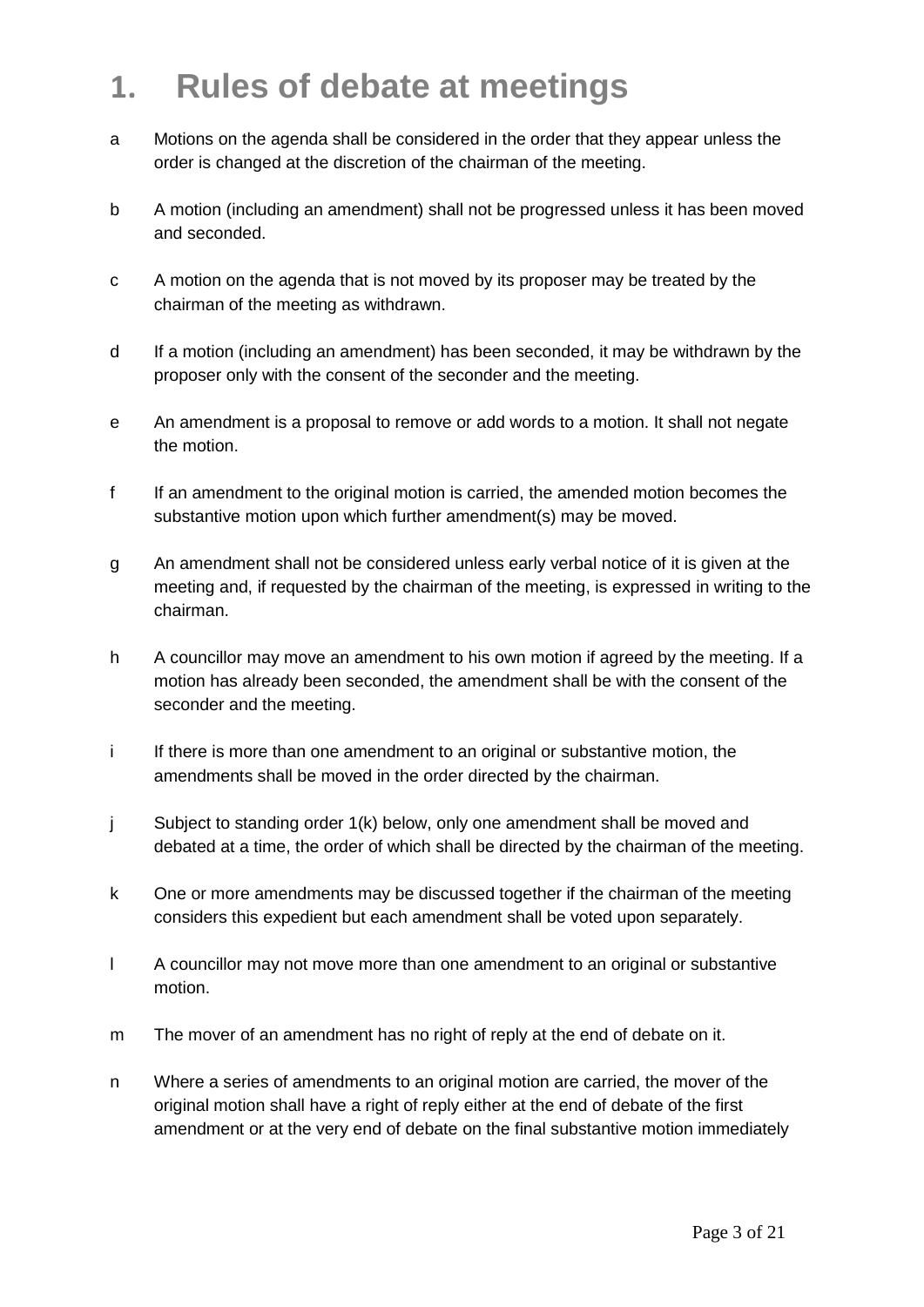# 1. Rules of debate at meetings

a Motions on the agenda shall be considered in the order that they appear unless the order is changed at the discretion of the chairman of the meeting.

b A motion (including an amendment) shall not be progressed unless it has been moved and seconded.

c A motion on the agenda that is not moved by its proposer may be treated by the chairman of the meeting as withdrawn.

d If a motion (including an amendment) has been seconded, it may be withdrawn by the proposer only with the consent of the seconder and the meeting.

e An amendment is a proposal to remove or add words to a motion. It shall not negate the motion.

f If an amendment to the original motion is carried, the amended motion becomes the substantive motion upon which further amendment(s) may be moved.

g An amendment shall not be considered unless early verbal notice of it is given at the meeting and, if requested by the chairman of the meeting, is expressed in writing to the chairman.

h A councillor may move an amendment to his own motion if agreed by the meeting. If a motion has already been seconded, the amendment shall be with the consent of the seconder and the meeting.

i If there is more than one amendment to an original or substantive motion, the amendments shall be moved in the order directed by the chairman.

j Subject to standing order 1(k) below, only one amendment shall be moved and debated at a time, the order of which shall be directed by the chairman of the meeting.

k One or more amendments may be discussed together if the chairman of the meeting considers this expedient but each amendment shall be voted upon separately.

l A councillor may not move more than one amendment to an original or substantive motion.

m The mover of an amendment has no right of reply at the end of debate on it.

n Where a series of amendments to an original motion are carried, the mover of the original motion shall have a right of reply either at the end of debate of the first amendment or at the very end of debate on the final substantive motion immediately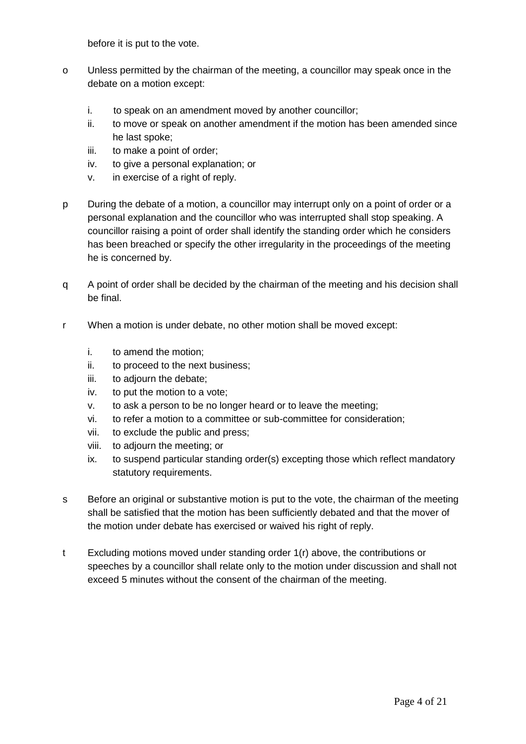before it is put to the vote.

o Unless permitted by the chairman of the meeting, a councillor may speak once in the debate on a motion except:

   i. to speak on an amendment moved by another councillor;
   ii. to move or speak on another amendment if the motion has been amended since he last spoke;
   iii. to make a point of order;
   iv. to give a personal explanation; or
   v. in exercise of a right of reply.

p During the debate of a motion, a councillor may interrupt only on a point of order or a personal explanation and the councillor who was interrupted shall stop speaking. A councillor raising a point of order shall identify the standing order which he considers has been breached or specify the other irregularity in the proceedings of the meeting he is concerned by.

q A point of order shall be decided by the chairman of the meeting and his decision shall be final.

r When a motion is under debate, no other motion shall be moved except:

   i. to amend the motion;
   ii. to proceed to the next business;
   iii. to adjourn the debate;
   iv. to put the motion to a vote;
   v. to ask a person to be no longer heard or to leave the meeting;
   vi. to refer a motion to a committee or sub-committee for consideration;
   vii. to exclude the public and press;
   viii. to adjourn the meeting; or
   ix. to suspend particular standing order(s) excepting those which reflect mandatory statutory requirements.

s Before an original or substantive motion is put to the vote, the chairman of the meeting shall be satisfied that the motion has been sufficiently debated and that the mover of the motion under debate has exercised or waived his right of reply.

t Excluding motions moved under standing order 1(r) above, the contributions or speeches by a councillor shall relate only to the motion under discussion and shall not exceed 5 minutes without the consent of the chairman of the meeting.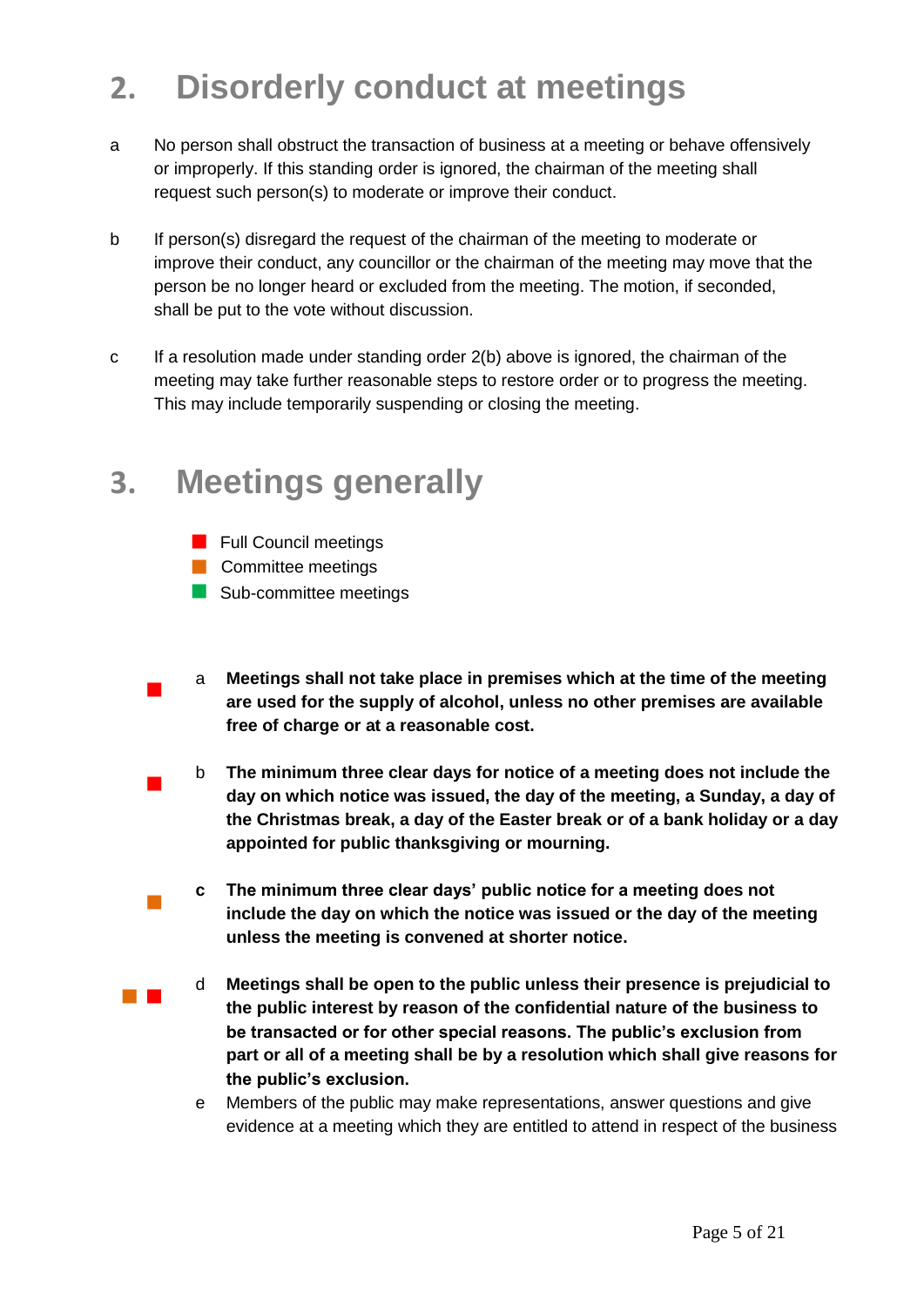## 2. Disorderly conduct at meetings

a No person shall obstruct the transaction of business at a meeting or behave offensively or improperly. If this standing order is ignored, the chairman of the meeting shall request such person(s) to moderate or improve their conduct.

b If person(s) disregard the request of the chairman of the meeting to moderate or improve their conduct, any councillor or the chairman of the meeting may move that the person be no longer heard or excluded from the meeting. The motion, if seconded, shall be put to the vote without discussion.

c If a resolution made under standing order 2(b) above is ignored, the chairman of the meeting may take further reasonable steps to restore order or to progress the meeting. This may include temporarily suspending or closing the meeting.

## 3. Meetings generally

- Full Council meetings
- Committee meetings
- Sub-committee meetings

a **Meetings shall not take place in premises which at the time of the meeting are used for the supply of alcohol, unless no other premises are available free of charge or at a reasonable cost.**

b **The minimum three clear days for notice of a meeting does not include the day on which notice was issued, the day of the meeting, a Sunday, a day of the Christmas break, a day of the Easter break or of a bank holiday or a day appointed for public thanksgiving or mourning.**

**c** **The minimum three clear days' public notice for a meeting does not include the day on which the notice was issued or the day of the meeting unless the meeting is convened at shorter notice.**

d **Meetings shall be open to the public unless their presence is prejudicial to the public interest by reason of the confidential nature of the business to be transacted or for other special reasons. The public's exclusion from part or all of a meeting shall be by a resolution which shall give reasons for the public's exclusion.**

e Members of the public may make representations, answer questions and give evidence at a meeting which they are entitled to attend in respect of the business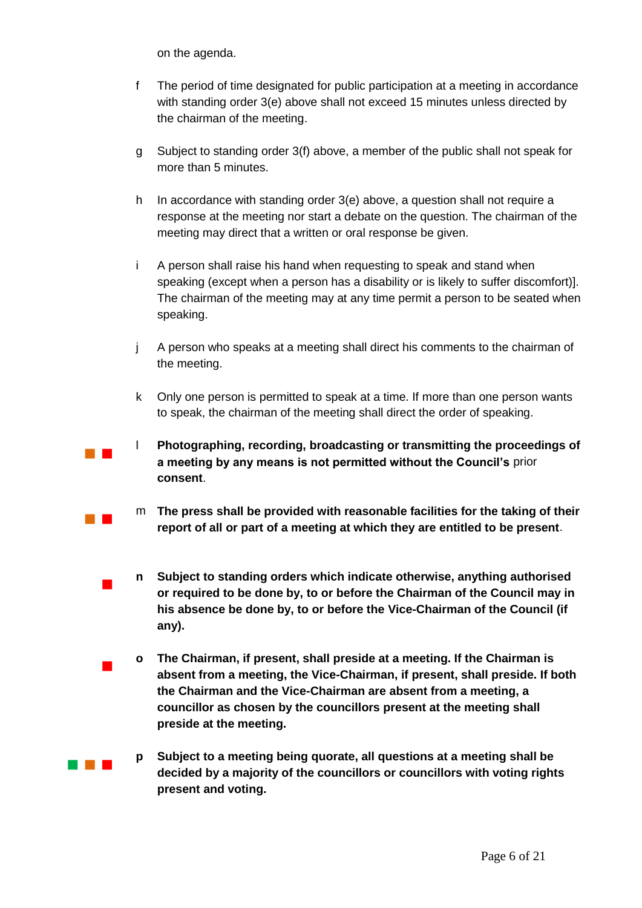on the agenda.

f The period of time designated for public participation at a meeting in accordance with standing order 3(e) above shall not exceed 15 minutes unless directed by the chairman of the meeting.

g Subject to standing order 3(f) above, a member of the public shall not speak for more than 5 minutes.

h In accordance with standing order 3(e) above, a question shall not require a response at the meeting nor start a debate on the question. The chairman of the meeting may direct that a written or oral response be given.

i A person shall raise his hand when requesting to speak and stand when speaking (except when a person has a disability or is likely to suffer discomfort)]. The chairman of the meeting may at any time permit a person to be seated when speaking.

j A person who speaks at a meeting shall direct his comments to the chairman of the meeting.

k Only one person is permitted to speak at a time. If more than one person wants to speak, the chairman of the meeting shall direct the order of speaking.

l **Photographing, recording, broadcasting or transmitting the proceedings of a meeting by any means is not permitted without the Council's** prior **consent**.

m **The press shall be provided with reasonable facilities for the taking of their report of all or part of a meeting at which they are entitled to be present**.

**n** **Subject to standing orders which indicate otherwise, anything authorised or required to be done by, to or before the Chairman of the Council may in his absence be done by, to or before the Vice-Chairman of the Council (if any).**

**o** **The Chairman, if present, shall preside at a meeting. If the Chairman is absent from a meeting, the Vice-Chairman, if present, shall preside. If both the Chairman and the Vice-Chairman are absent from a meeting, a councillor as chosen by the councillors present at the meeting shall preside at the meeting.**

**p** **Subject to a meeting being quorate, all questions at a meeting shall be decided by a majority of the councillors or councillors with voting rights present and voting.**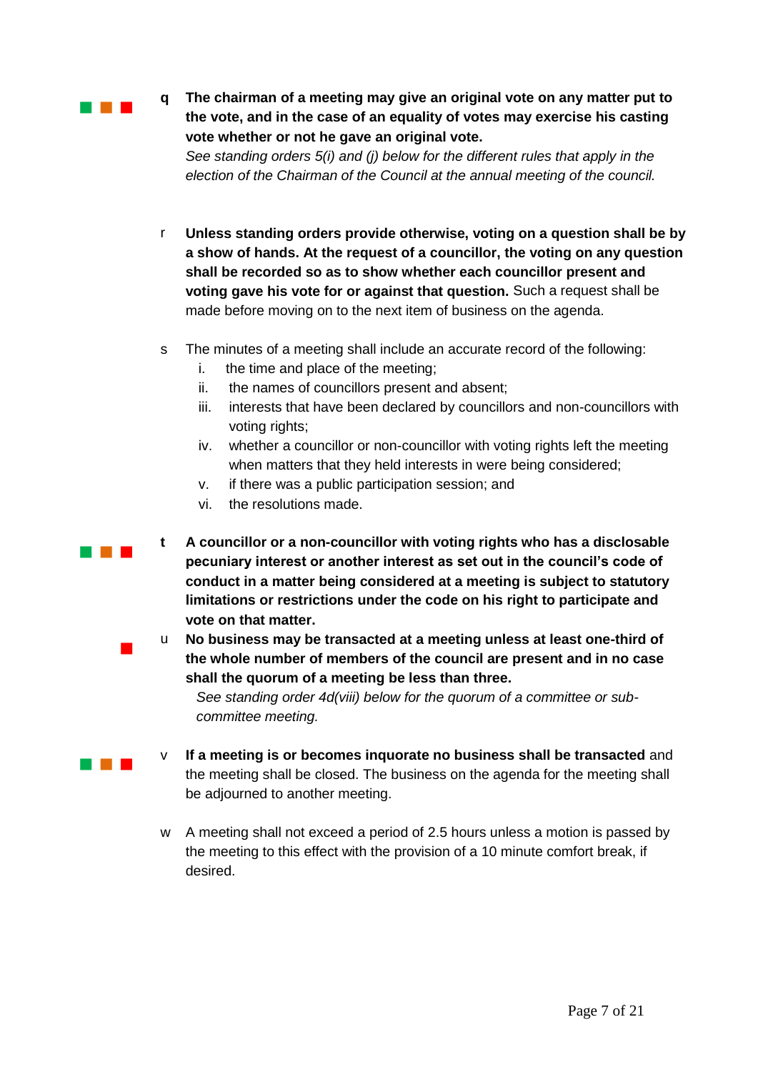**q** **The chairman of a meeting may give an original vote on any matter put to the vote, and in the case of an equality of votes may exercise his casting vote whether or not he gave an original vote.**
*See standing orders 5(i) and (j) below for the different rules that apply in the election of the Chairman of the Council at the annual meeting of the council.*

r **Unless standing orders provide otherwise, voting on a question shall be by a show of hands. At the request of a councillor, the voting on any question shall be recorded so as to show whether each councillor present and voting gave his vote for or against that question.** Such a request shall be made before moving on to the next item of business on the agenda.

s The minutes of a meeting shall include an accurate record of the following:
  i. the time and place of the meeting;
  ii. the names of councillors present and absent;
  iii. interests that have been declared by councillors and non-councillors with voting rights;
  iv. whether a councillor or non-councillor with voting rights left the meeting when matters that they held interests in were being considered;
  v. if there was a public participation session; and
  vi. the resolutions made.

**t** **A councillor or a non-councillor with voting rights who has a disclosable pecuniary interest or another interest as set out in the council's code of conduct in a matter being considered at a meeting is subject to statutory limitations or restrictions under the code on his right to participate and vote on that matter.**

u **No business may be transacted at a meeting unless at least one-third of the whole number of members of the council are present and in no case shall the quorum of a meeting be less than three.**
*See standing order 4d(viii) below for the quorum of a committee or sub-committee meeting.*

v **If a meeting is or becomes inquorate no business shall be transacted** and the meeting shall be closed. The business on the agenda for the meeting shall be adjourned to another meeting.

w A meeting shall not exceed a period of 2.5 hours unless a motion is passed by the meeting to this effect with the provision of a 10 minute comfort break, if desired.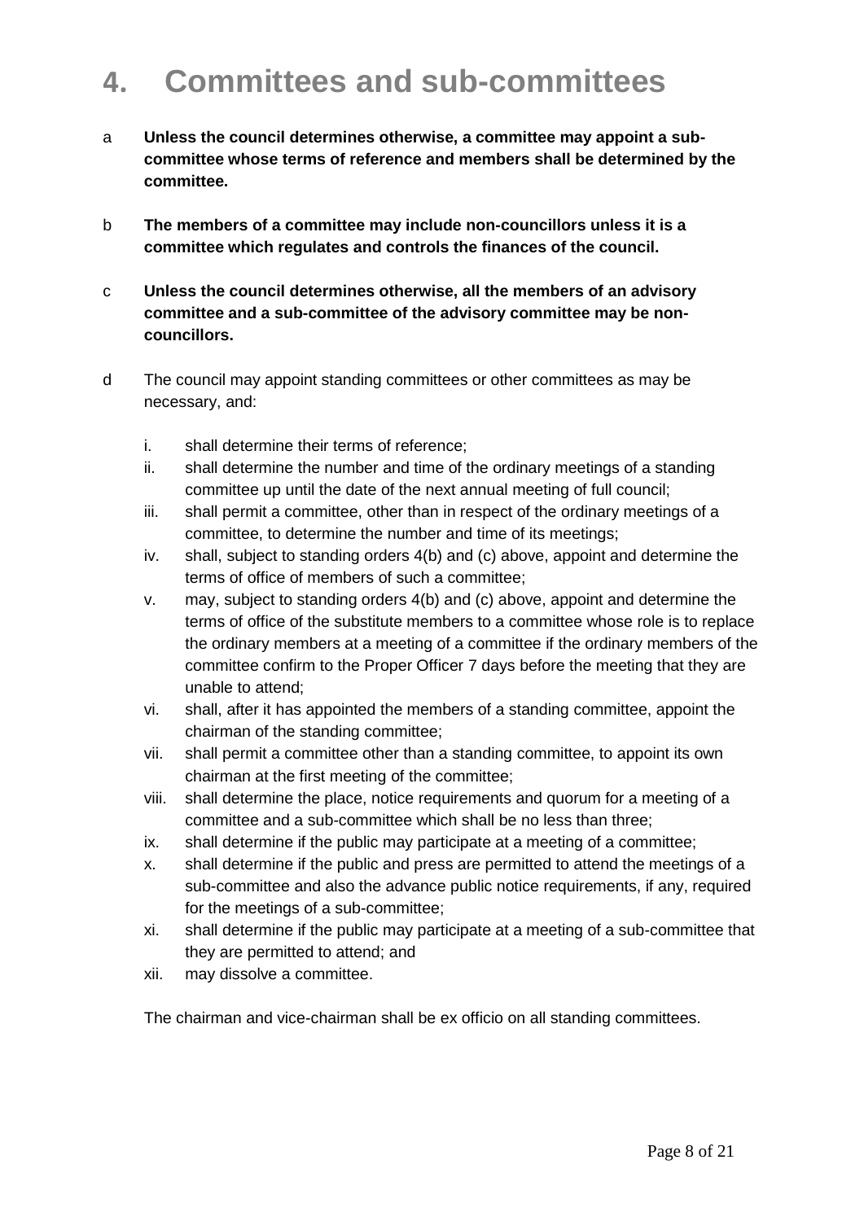# 4. Committees and sub-committees

a **Unless the council determines otherwise, a committee may appoint a sub-committee whose terms of reference and members shall be determined by the committee.**

b **The members of a committee may include non-councillors unless it is a committee which regulates and controls the finances of the council.**

c **Unless the council determines otherwise, all the members of an advisory committee and a sub-committee of the advisory committee may be non-councillors.**

d The council may appoint standing committees or other committees as may be necessary, and:

i. shall determine their terms of reference;
ii. shall determine the number and time of the ordinary meetings of a standing committee up until the date of the next annual meeting of full council;
iii. shall permit a committee, other than in respect of the ordinary meetings of a committee, to determine the number and time of its meetings;
iv. shall, subject to standing orders 4(b) and (c) above, appoint and determine the terms of office of members of such a committee;
v. may, subject to standing orders 4(b) and (c) above, appoint and determine the terms of office of the substitute members to a committee whose role is to replace the ordinary members at a meeting of a committee if the ordinary members of the committee confirm to the Proper Officer 7 days before the meeting that they are unable to attend;
vi. shall, after it has appointed the members of a standing committee, appoint the chairman of the standing committee;
vii. shall permit a committee other than a standing committee, to appoint its own chairman at the first meeting of the committee;
viii. shall determine the place, notice requirements and quorum for a meeting of a committee and a sub-committee which shall be no less than three;
ix. shall determine if the public may participate at a meeting of a committee;
x. shall determine if the public and press are permitted to attend the meetings of a sub-committee and also the advance public notice requirements, if any, required for the meetings of a sub-committee;
xi. shall determine if the public may participate at a meeting of a sub-committee that they are permitted to attend; and
xii. may dissolve a committee.

The chairman and vice-chairman shall be ex officio on all standing committees.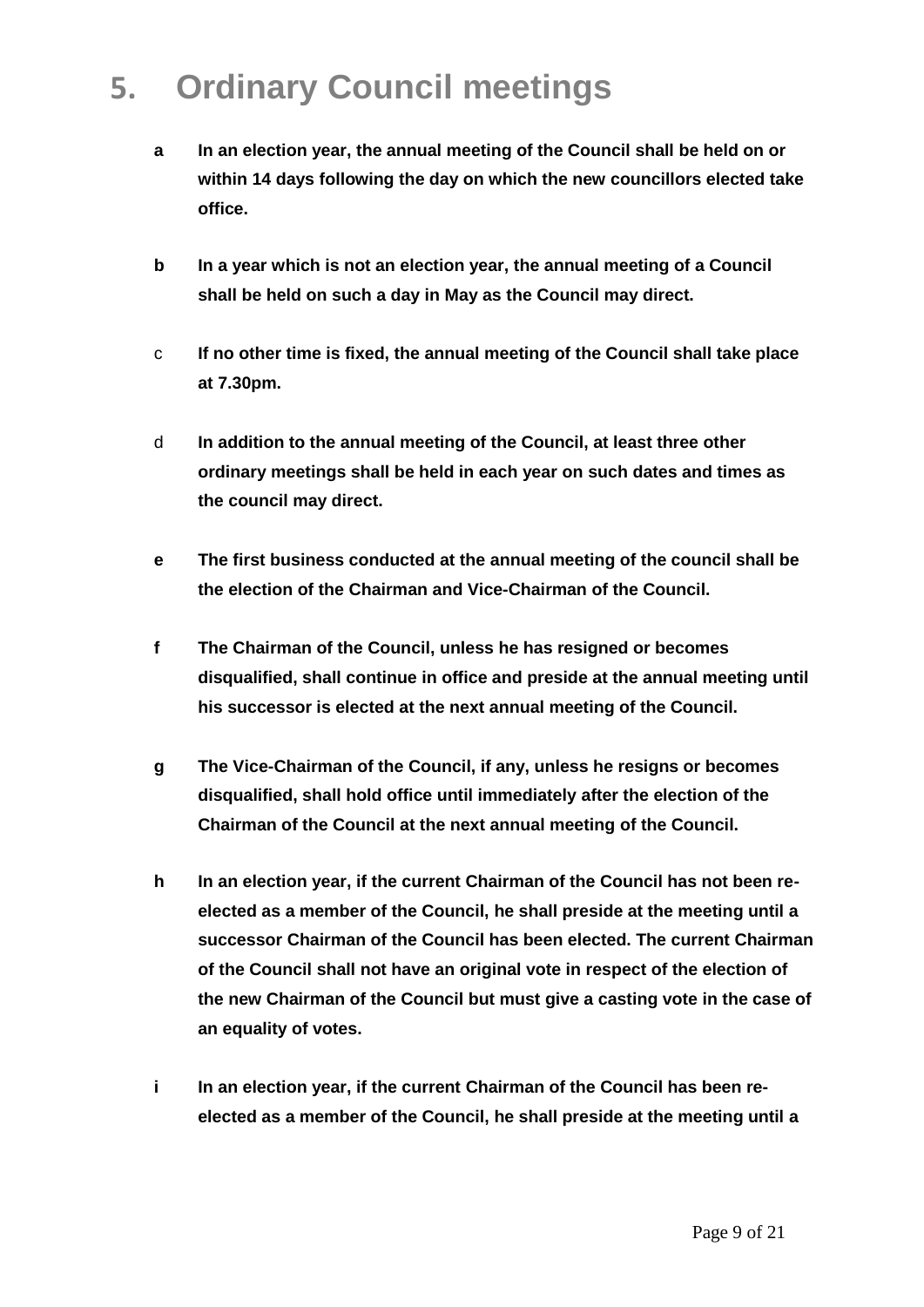# 5. Ordinary Council meetings

a **In an election year, the annual meeting of the Council shall be held on or within 14 days following the day on which the new councillors elected take office.**

b **In a year which is not an election year, the annual meeting of a Council shall be held on such a day in May as the Council may direct.**

c **If no other time is fixed, the annual meeting of the Council shall take place at 7.30pm.**

d **In addition to the annual meeting of the Council, at least three other ordinary meetings shall be held in each year on such dates and times as the council may direct.**

e **The first business conducted at the annual meeting of the council shall be the election of the Chairman and Vice-Chairman of the Council.**

f **The Chairman of the Council, unless he has resigned or becomes disqualified, shall continue in office and preside at the annual meeting until his successor is elected at the next annual meeting of the Council.**

g **The Vice-Chairman of the Council, if any, unless he resigns or becomes disqualified, shall hold office until immediately after the election of the Chairman of the Council at the next annual meeting of the Council.**

h **In an election year, if the current Chairman of the Council has not been re-elected as a member of the Council, he shall preside at the meeting until a successor Chairman of the Council has been elected. The current Chairman of the Council shall not have an original vote in respect of the election of the new Chairman of the Council but must give a casting vote in the case of an equality of votes.**

i **In an election year, if the current Chairman of the Council has been re-elected as a member of the Council, he shall preside at the meeting until a**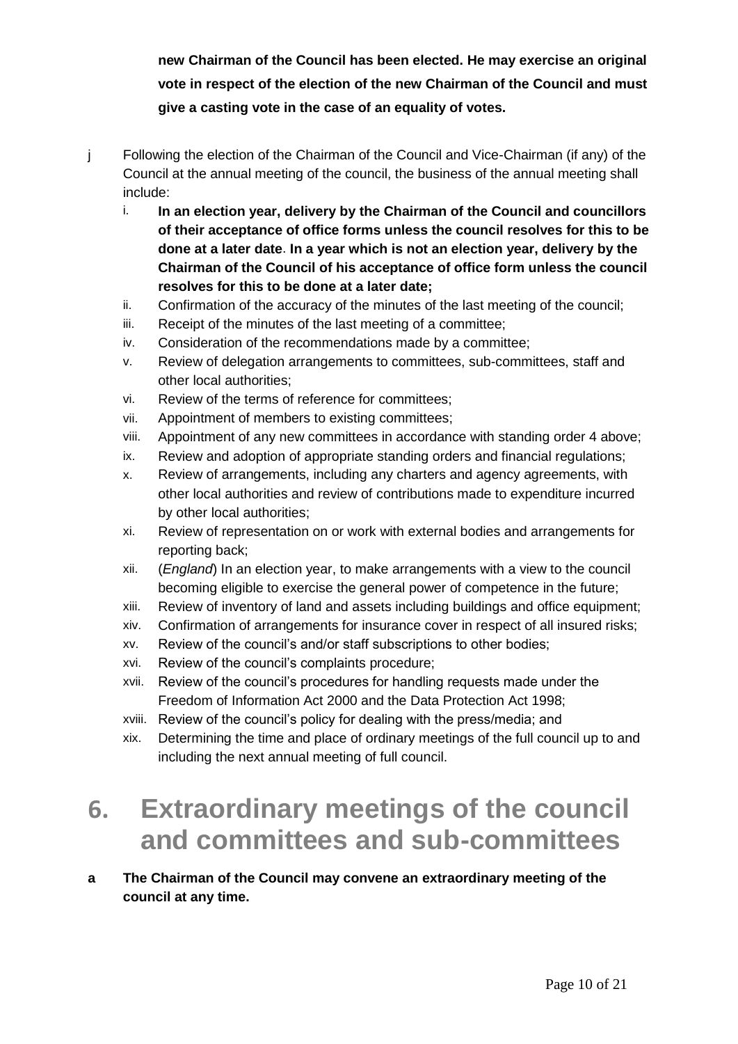**new Chairman of the Council has been elected. He may exercise an original vote in respect of the election of the new Chairman of the Council and must give a casting vote in the case of an equality of votes.**

j Following the election of the Chairman of the Council and Vice-Chairman (if any) of the Council at the annual meeting of the council, the business of the annual meeting shall include:

   i. **In an election year, delivery by the Chairman of the Council and councillors of their acceptance of office forms unless the council resolves for this to be done at a later date**. **In a year which is not an election year, delivery by the Chairman of the Council of his acceptance of office form unless the council resolves for this to be done at a later date;**
   ii. Confirmation of the accuracy of the minutes of the last meeting of the council;
   iii. Receipt of the minutes of the last meeting of a committee;
   iv. Consideration of the recommendations made by a committee;
   v. Review of delegation arrangements to committees, sub-committees, staff and other local authorities;
   vi. Review of the terms of reference for committees;
   vii. Appointment of members to existing committees;
   viii. Appointment of any new committees in accordance with standing order 4 above;
   ix. Review and adoption of appropriate standing orders and financial regulations;
   x. Review of arrangements, including any charters and agency agreements, with other local authorities and review of contributions made to expenditure incurred by other local authorities;
   xi. Review of representation on or work with external bodies and arrangements for reporting back;
   xii. (*England*) In an election year, to make arrangements with a view to the council becoming eligible to exercise the general power of competence in the future;
   xiii. Review of inventory of land and assets including buildings and office equipment;
   xiv. Confirmation of arrangements for insurance cover in respect of all insured risks;
   xv. Review of the council's and/or staff subscriptions to other bodies;
   xvi. Review of the council's complaints procedure;
   xvii. Review of the council's procedures for handling requests made under the Freedom of Information Act 2000 and the Data Protection Act 1998;
   xviii. Review of the council's policy for dealing with the press/media; and
   xix. Determining the time and place of ordinary meetings of the full council up to and including the next annual meeting of full council.

# 6. Extraordinary meetings of the council and committees and sub-committees

**a The Chairman of the Council may convene an extraordinary meeting of the council at any time.**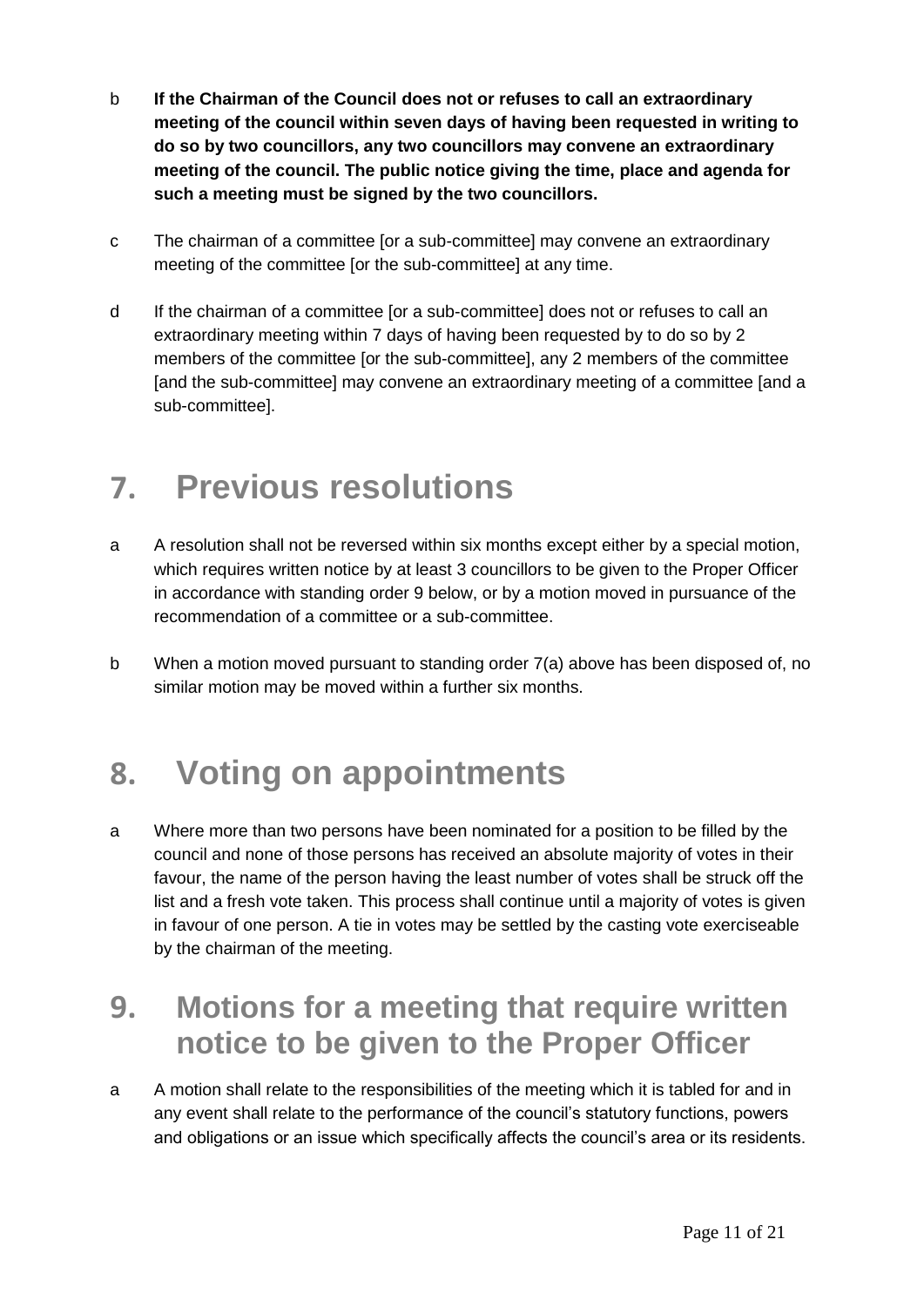b **If the Chairman of the Council does not or refuses to call an extraordinary meeting of the council within seven days of having been requested in writing to do so by two councillors, any two councillors may convene an extraordinary meeting of the council. The public notice giving the time, place and agenda for such a meeting must be signed by the two councillors.**

c The chairman of a committee [or a sub-committee] may convene an extraordinary meeting of the committee [or the sub-committee] at any time.

d If the chairman of a committee [or a sub-committee] does not or refuses to call an extraordinary meeting within 7 days of having been requested by to do so by 2 members of the committee [or the sub-committee], any 2 members of the committee [and the sub-committee] may convene an extraordinary meeting of a committee [and a sub-committee].

# 7. Previous resolutions

a A resolution shall not be reversed within six months except either by a special motion, which requires written notice by at least 3 councillors to be given to the Proper Officer in accordance with standing order 9 below, or by a motion moved in pursuance of the recommendation of a committee or a sub-committee.

b When a motion moved pursuant to standing order 7(a) above has been disposed of, no similar motion may be moved within a further six months.

# 8. Voting on appointments

a Where more than two persons have been nominated for a position to be filled by the council and none of those persons has received an absolute majority of votes in their favour, the name of the person having the least number of votes shall be struck off the list and a fresh vote taken. This process shall continue until a majority of votes is given in favour of one person. A tie in votes may be settled by the casting vote exerciseable by the chairman of the meeting.

# 9. Motions for a meeting that require written notice to be given to the Proper Officer

a A motion shall relate to the responsibilities of the meeting which it is tabled for and in any event shall relate to the performance of the council's statutory functions, powers and obligations or an issue which specifically affects the council's area or its residents.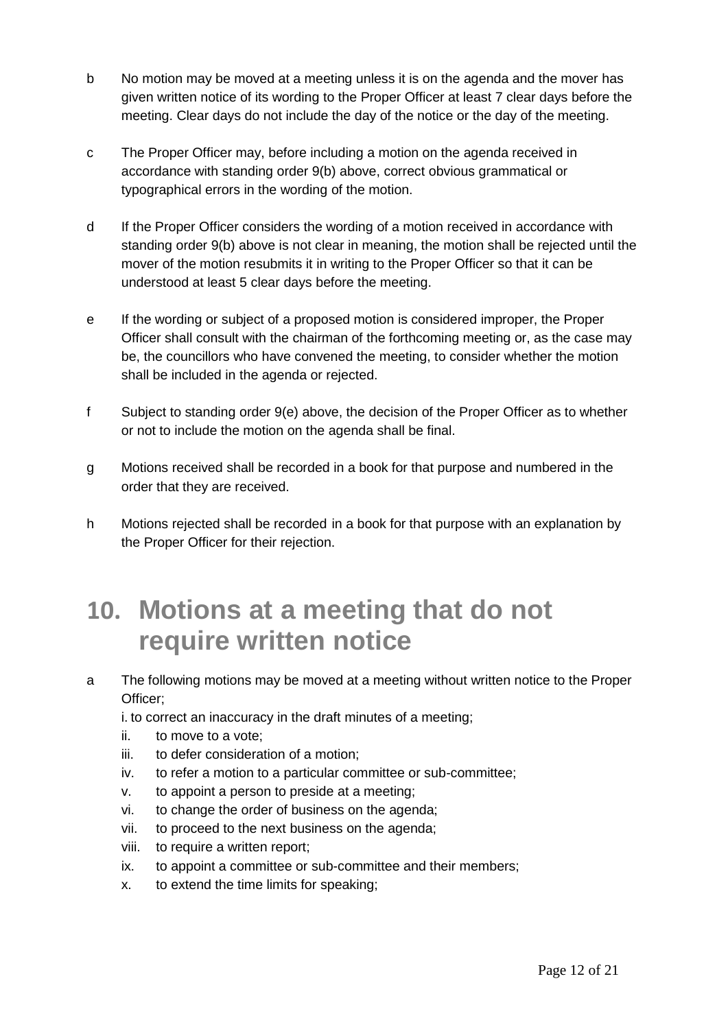b No motion may be moved at a meeting unless it is on the agenda and the mover has given written notice of its wording to the Proper Officer at least 7 clear days before the meeting. Clear days do not include the day of the notice or the day of the meeting.

c The Proper Officer may, before including a motion on the agenda received in accordance with standing order 9(b) above, correct obvious grammatical or typographical errors in the wording of the motion.

d If the Proper Officer considers the wording of a motion received in accordance with standing order 9(b) above is not clear in meaning, the motion shall be rejected until the mover of the motion resubmits it in writing to the Proper Officer so that it can be understood at least 5 clear days before the meeting.

e If the wording or subject of a proposed motion is considered improper, the Proper Officer shall consult with the chairman of the forthcoming meeting or, as the case may be, the councillors who have convened the meeting, to consider whether the motion shall be included in the agenda or rejected.

f Subject to standing order 9(e) above, the decision of the Proper Officer as to whether or not to include the motion on the agenda shall be final.

g Motions received shall be recorded in a book for that purpose and numbered in the order that they are received.

h Motions rejected shall be recorded in a book for that purpose with an explanation by the Proper Officer for their rejection.

# 10. Motions at a meeting that do not require written notice

a The following motions may be moved at a meeting without written notice to the Proper Officer;

i. to correct an inaccuracy in the draft minutes of a meeting;
ii. to move to a vote;
iii. to defer consideration of a motion;
iv. to refer a motion to a particular committee or sub-committee;
v. to appoint a person to preside at a meeting;
vi. to change the order of business on the agenda;
vii. to proceed to the next business on the agenda;
viii. to require a written report;
ix. to appoint a committee or sub-committee and their members;
x. to extend the time limits for speaking;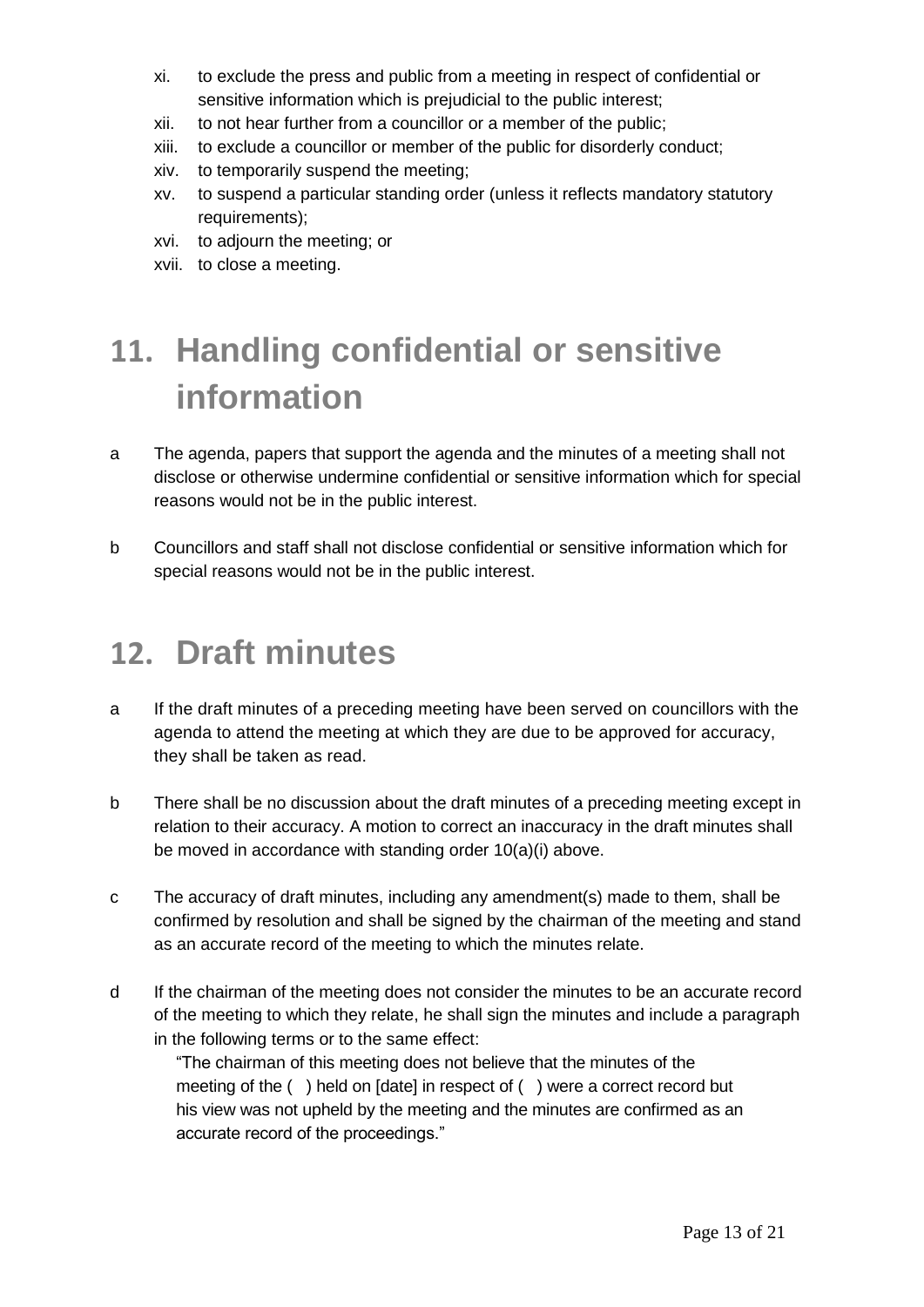- xi. to exclude the press and public from a meeting in respect of confidential or sensitive information which is prejudicial to the public interest;
- xii. to not hear further from a councillor or a member of the public;
- xiii. to exclude a councillor or member of the public for disorderly conduct;
- xiv. to temporarily suspend the meeting;
- xv. to suspend a particular standing order (unless it reflects mandatory statutory requirements);
- xvi. to adjourn the meeting; or
- xvii. to close a meeting.

# 11. Handling confidential or sensitive information

a The agenda, papers that support the agenda and the minutes of a meeting shall not disclose or otherwise undermine confidential or sensitive information which for special reasons would not be in the public interest.

b Councillors and staff shall not disclose confidential or sensitive information which for special reasons would not be in the public interest.

# 12. Draft minutes

a If the draft minutes of a preceding meeting have been served on councillors with the agenda to attend the meeting at which they are due to be approved for accuracy, they shall be taken as read.

b There shall be no discussion about the draft minutes of a preceding meeting except in relation to their accuracy. A motion to correct an inaccuracy in the draft minutes shall be moved in accordance with standing order 10(a)(i) above.

c The accuracy of draft minutes, including any amendment(s) made to them, shall be confirmed by resolution and shall be signed by the chairman of the meeting and stand as an accurate record of the meeting to which the minutes relate.

d If the chairman of the meeting does not consider the minutes to be an accurate record of the meeting to which they relate, he shall sign the minutes and include a paragraph in the following terms or to the same effect:

> "The chairman of this meeting does not believe that the minutes of the meeting of the ( ) held on [date] in respect of ( ) were a correct record but his view was not upheld by the meeting and the minutes are confirmed as an accurate record of the proceedings."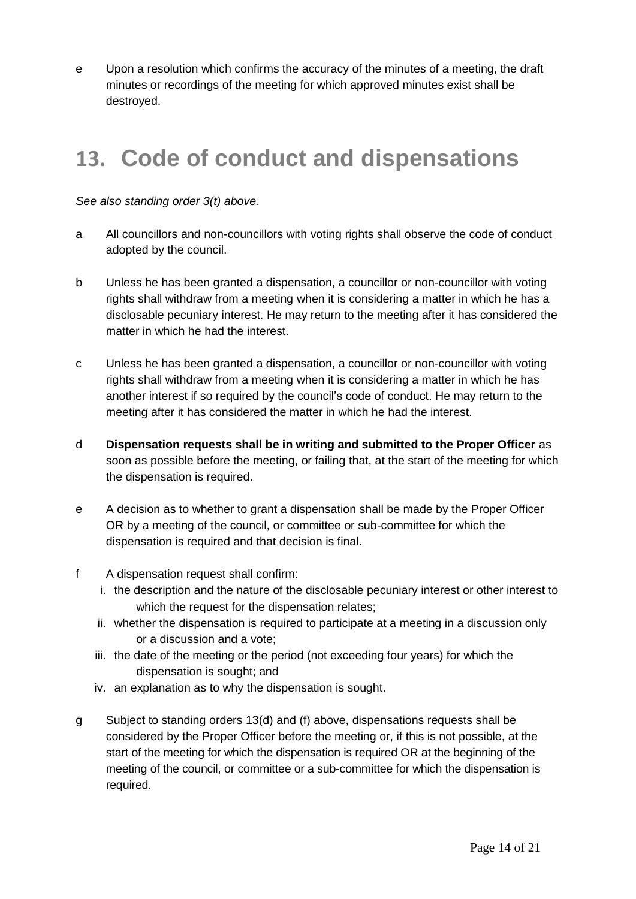e Upon a resolution which confirms the accuracy of the minutes of a meeting, the draft minutes or recordings of the meeting for which approved minutes exist shall be destroyed.

# 13. Code of conduct and dispensations

*See also standing order 3(t) above.*

a All councillors and non-councillors with voting rights shall observe the code of conduct adopted by the council.

b Unless he has been granted a dispensation, a councillor or non-councillor with voting rights shall withdraw from a meeting when it is considering a matter in which he has a disclosable pecuniary interest. He may return to the meeting after it has considered the matter in which he had the interest.

c Unless he has been granted a dispensation, a councillor or non-councillor with voting rights shall withdraw from a meeting when it is considering a matter in which he has another interest if so required by the council's code of conduct. He may return to the meeting after it has considered the matter in which he had the interest.

d **Dispensation requests shall be in writing and submitted to the Proper Officer** as soon as possible before the meeting, or failing that, at the start of the meeting for which the dispensation is required.

e A decision as to whether to grant a dispensation shall be made by the Proper Officer OR by a meeting of the council, or committee or sub-committee for which the dispensation is required and that decision is final.

f A dispensation request shall confirm:

  i. the description and the nature of the disclosable pecuniary interest or other interest to which the request for the dispensation relates;
  ii. whether the dispensation is required to participate at a meeting in a discussion only or a discussion and a vote;
  iii. the date of the meeting or the period (not exceeding four years) for which the dispensation is sought; and
  iv. an explanation as to why the dispensation is sought.

g Subject to standing orders 13(d) and (f) above, dispensations requests shall be considered by the Proper Officer before the meeting or, if this is not possible, at the start of the meeting for which the dispensation is required OR at the beginning of the meeting of the council, or committee or a sub-committee for which the dispensation is required.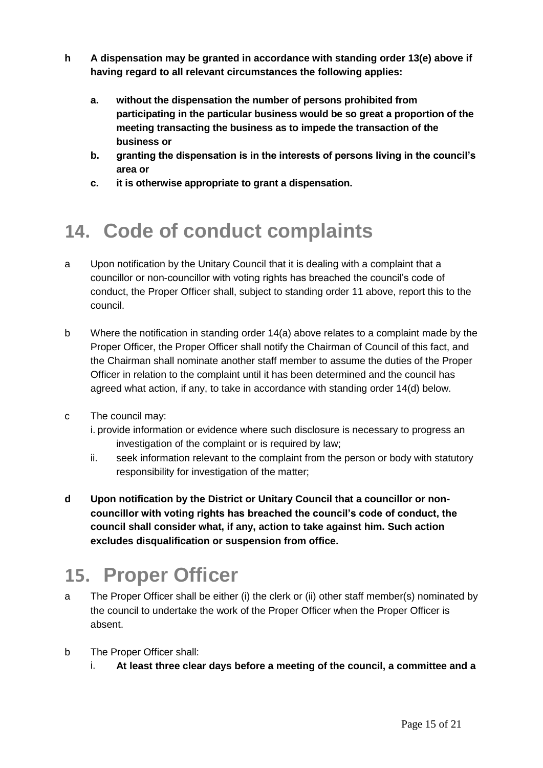**h A dispensation may be granted in accordance with standing order 13(e) above if having regard to all relevant circumstances the following applies:**

- **a. without the dispensation the number of persons prohibited from participating in the particular business would be so great a proportion of the meeting transacting the business as to impede the transaction of the business or**
- **b. granting the dispensation is in the interests of persons living in the council's area or**
- **c. it is otherwise appropriate to grant a dispensation.**

## 14. Code of conduct complaints

a Upon notification by the Unitary Council that it is dealing with a complaint that a councillor or non-councillor with voting rights has breached the council's code of conduct, the Proper Officer shall, subject to standing order 11 above, report this to the council.

b Where the notification in standing order 14(a) above relates to a complaint made by the Proper Officer, the Proper Officer shall notify the Chairman of Council of this fact, and the Chairman shall nominate another staff member to assume the duties of the Proper Officer in relation to the complaint until it has been determined and the council has agreed what action, if any, to take in accordance with standing order 14(d) below.

c The council may:

- i. provide information or evidence where such disclosure is necessary to progress an investigation of the complaint or is required by law;
- ii. seek information relevant to the complaint from the person or body with statutory responsibility for investigation of the matter;

**d Upon notification by the District or Unitary Council that a councillor or non-councillor with voting rights has breached the council's code of conduct, the council shall consider what, if any, action to take against him. Such action excludes disqualification or suspension from office.**

## 15. Proper Officer

a The Proper Officer shall be either (i) the clerk or (ii) other staff member(s) nominated by the council to undertake the work of the Proper Officer when the Proper Officer is absent.

b The Proper Officer shall:

- i. **At least three clear days before a meeting of the council, a committee and a**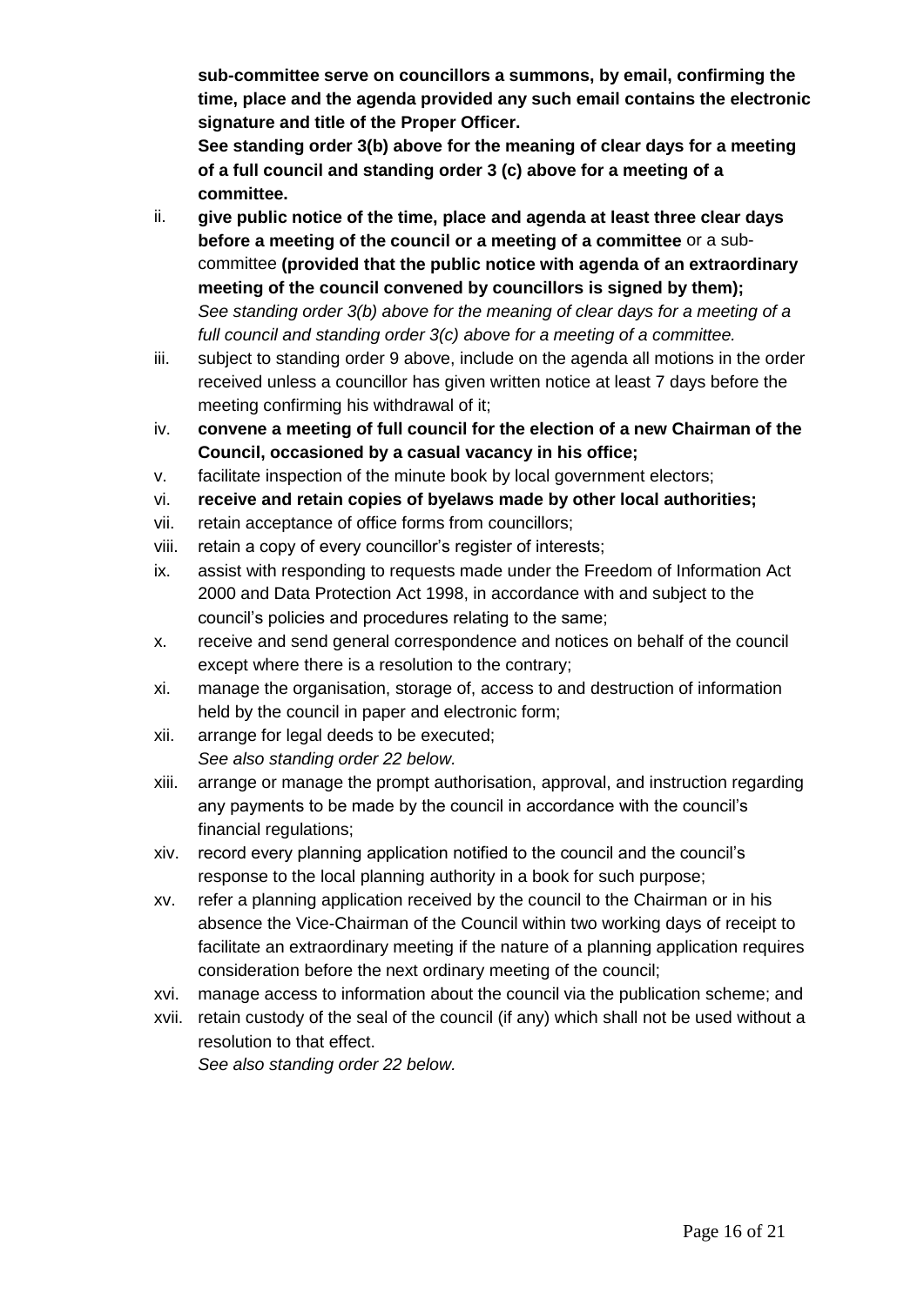**sub-committee serve on councillors a summons, by email, confirming the time, place and the agenda provided any such email contains the electronic signature and title of the Proper Officer.**

**See standing order 3(b) above for the meaning of clear days for a meeting of a full council and standing order 3 (c) above for a meeting of a committee.**

ii. **give public notice of the time, place and agenda at least three clear days before a meeting of the council or a meeting of a committee** or a sub-committee **(provided that the public notice with agenda of an extraordinary meeting of the council convened by councillors is signed by them);**
*See standing order 3(b) above for the meaning of clear days for a meeting of a full council and standing order 3(c) above for a meeting of a committee.*

iii. subject to standing order 9 above, include on the agenda all motions in the order received unless a councillor has given written notice at least 7 days before the meeting confirming his withdrawal of it;

iv. **convene a meeting of full council for the election of a new Chairman of the Council, occasioned by a casual vacancy in his office;**

v. facilitate inspection of the minute book by local government electors;

vi. **receive and retain copies of byelaws made by other local authorities;**

vii. retain acceptance of office forms from councillors;

viii. retain a copy of every councillor's register of interests;

ix. assist with responding to requests made under the Freedom of Information Act 2000 and Data Protection Act 1998, in accordance with and subject to the council's policies and procedures relating to the same;

x. receive and send general correspondence and notices on behalf of the council except where there is a resolution to the contrary;

xi. manage the organisation, storage of, access to and destruction of information held by the council in paper and electronic form;

xii. arrange for legal deeds to be executed;
*See also standing order 22 below.*

xiii. arrange or manage the prompt authorisation, approval, and instruction regarding any payments to be made by the council in accordance with the council's financial regulations;

xiv. record every planning application notified to the council and the council's response to the local planning authority in a book for such purpose;

xv. refer a planning application received by the council to the Chairman or in his absence the Vice-Chairman of the Council within two working days of receipt to facilitate an extraordinary meeting if the nature of a planning application requires consideration before the next ordinary meeting of the council;

xvi. manage access to information about the council via the publication scheme; and

xvii. retain custody of the seal of the council (if any) which shall not be used without a resolution to that effect.
*See also standing order 22 below.*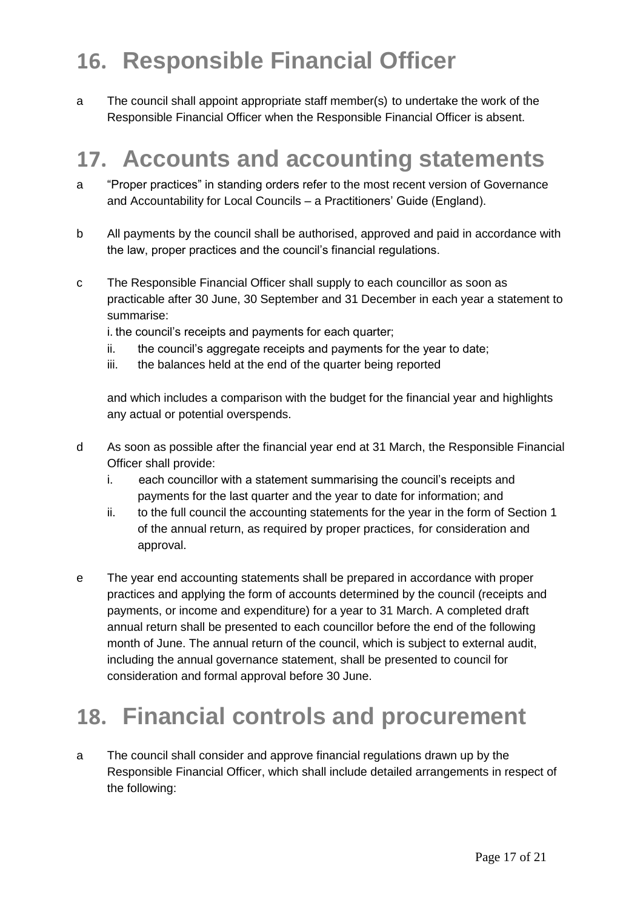# 16. Responsible Financial Officer

a The council shall appoint appropriate staff member(s) to undertake the work of the Responsible Financial Officer when the Responsible Financial Officer is absent.

# 17. Accounts and accounting statements

a "Proper practices" in standing orders refer to the most recent version of Governance and Accountability for Local Councils – a Practitioners' Guide (England).

b All payments by the council shall be authorised, approved and paid in accordance with the law, proper practices and the council's financial regulations.

c The Responsible Financial Officer shall supply to each councillor as soon as practicable after 30 June, 30 September and 31 December in each year a statement to summarise:

i. the council's receipts and payments for each quarter;
ii. the council's aggregate receipts and payments for the year to date;
iii. the balances held at the end of the quarter being reported

and which includes a comparison with the budget for the financial year and highlights any actual or potential overspends.

d As soon as possible after the financial year end at 31 March, the Responsible Financial Officer shall provide:

i. each councillor with a statement summarising the council's receipts and payments for the last quarter and the year to date for information; and
ii. to the full council the accounting statements for the year in the form of Section 1 of the annual return, as required by proper practices, for consideration and approval.

e The year end accounting statements shall be prepared in accordance with proper practices and applying the form of accounts determined by the council (receipts and payments, or income and expenditure) for a year to 31 March. A completed draft annual return shall be presented to each councillor before the end of the following month of June. The annual return of the council, which is subject to external audit, including the annual governance statement, shall be presented to council for consideration and formal approval before 30 June.

# 18. Financial controls and procurement

a The council shall consider and approve financial regulations drawn up by the Responsible Financial Officer, which shall include detailed arrangements in respect of the following: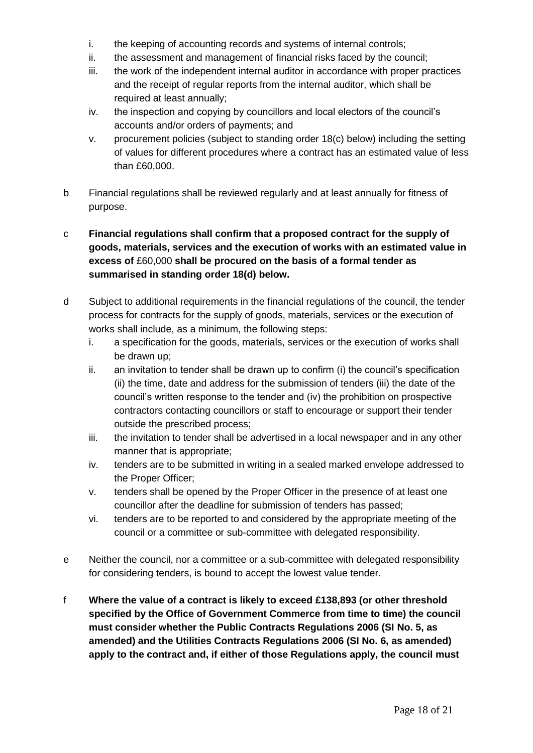i. the keeping of accounting records and systems of internal controls;
ii. the assessment and management of financial risks faced by the council;
iii. the work of the independent internal auditor in accordance with proper practices and the receipt of regular reports from the internal auditor, which shall be required at least annually;
iv. the inspection and copying by councillors and local electors of the council's accounts and/or orders of payments; and
v. procurement policies (subject to standing order 18(c) below) including the setting of values for different procedures where a contract has an estimated value of less than £60,000.

b Financial regulations shall be reviewed regularly and at least annually for fitness of purpose.

c **Financial regulations shall confirm that a proposed contract for the supply of goods, materials, services and the execution of works with an estimated value in excess of** £60,000 **shall be procured on the basis of a formal tender as summarised in standing order 18(d) below.**

d Subject to additional requirements in the financial regulations of the council, the tender process for contracts for the supply of goods, materials, services or the execution of works shall include, as a minimum, the following steps:

i. a specification for the goods, materials, services or the execution of works shall be drawn up;
ii. an invitation to tender shall be drawn up to confirm (i) the council's specification (ii) the time, date and address for the submission of tenders (iii) the date of the council's written response to the tender and (iv) the prohibition on prospective contractors contacting councillors or staff to encourage or support their tender outside the prescribed process;
iii. the invitation to tender shall be advertised in a local newspaper and in any other manner that is appropriate;
iv. tenders are to be submitted in writing in a sealed marked envelope addressed to the Proper Officer;
v. tenders shall be opened by the Proper Officer in the presence of at least one councillor after the deadline for submission of tenders has passed;
vi. tenders are to be reported to and considered by the appropriate meeting of the council or a committee or sub-committee with delegated responsibility.

e Neither the council, nor a committee or a sub-committee with delegated responsibility for considering tenders, is bound to accept the lowest value tender.

f **Where the value of a contract is likely to exceed £138,893 (or other threshold specified by the Office of Government Commerce from time to time) the council must consider whether the Public Contracts Regulations 2006 (SI No. 5, as amended) and the Utilities Contracts Regulations 2006 (SI No. 6, as amended) apply to the contract and, if either of those Regulations apply, the council must**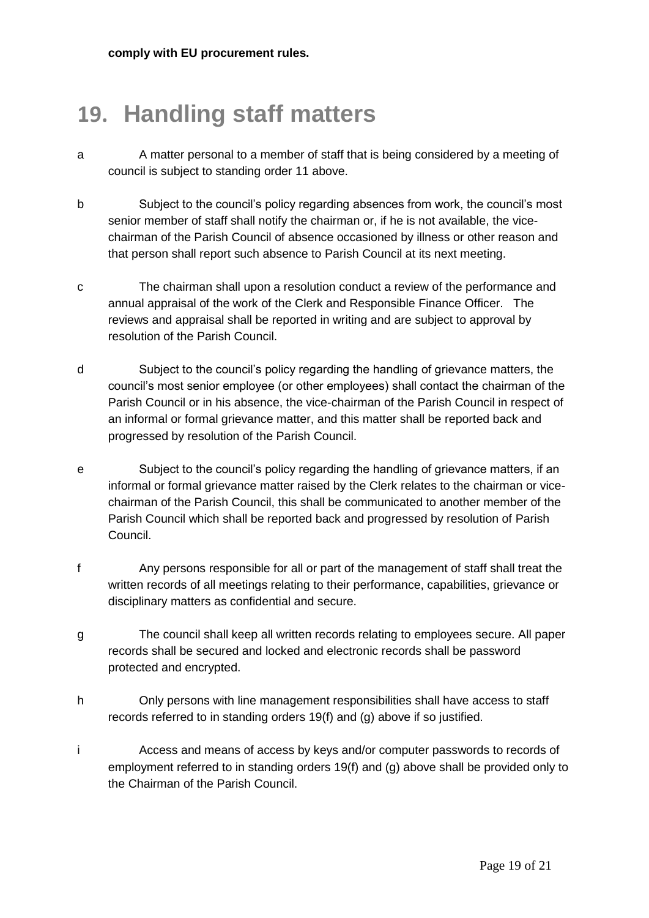**comply with EU procurement rules.**

# 19. Handling staff matters

a A matter personal to a member of staff that is being considered by a meeting of council is subject to standing order 11 above.

b Subject to the council's policy regarding absences from work, the council's most senior member of staff shall notify the chairman or, if he is not available, the vice-chairman of the Parish Council of absence occasioned by illness or other reason and that person shall report such absence to Parish Council at its next meeting.

c The chairman shall upon a resolution conduct a review of the performance and annual appraisal of the work of the Clerk and Responsible Finance Officer. The reviews and appraisal shall be reported in writing and are subject to approval by resolution of the Parish Council.

d Subject to the council's policy regarding the handling of grievance matters, the council's most senior employee (or other employees) shall contact the chairman of the Parish Council or in his absence, the vice-chairman of the Parish Council in respect of an informal or formal grievance matter, and this matter shall be reported back and progressed by resolution of the Parish Council.

e Subject to the council's policy regarding the handling of grievance matters, if an informal or formal grievance matter raised by the Clerk relates to the chairman or vice-chairman of the Parish Council, this shall be communicated to another member of the Parish Council which shall be reported back and progressed by resolution of Parish Council.

f Any persons responsible for all or part of the management of staff shall treat the written records of all meetings relating to their performance, capabilities, grievance or disciplinary matters as confidential and secure.

g The council shall keep all written records relating to employees secure. All paper records shall be secured and locked and electronic records shall be password protected and encrypted.

h Only persons with line management responsibilities shall have access to staff records referred to in standing orders 19(f) and (g) above if so justified.

i Access and means of access by keys and/or computer passwords to records of employment referred to in standing orders 19(f) and (g) above shall be provided only to the Chairman of the Parish Council.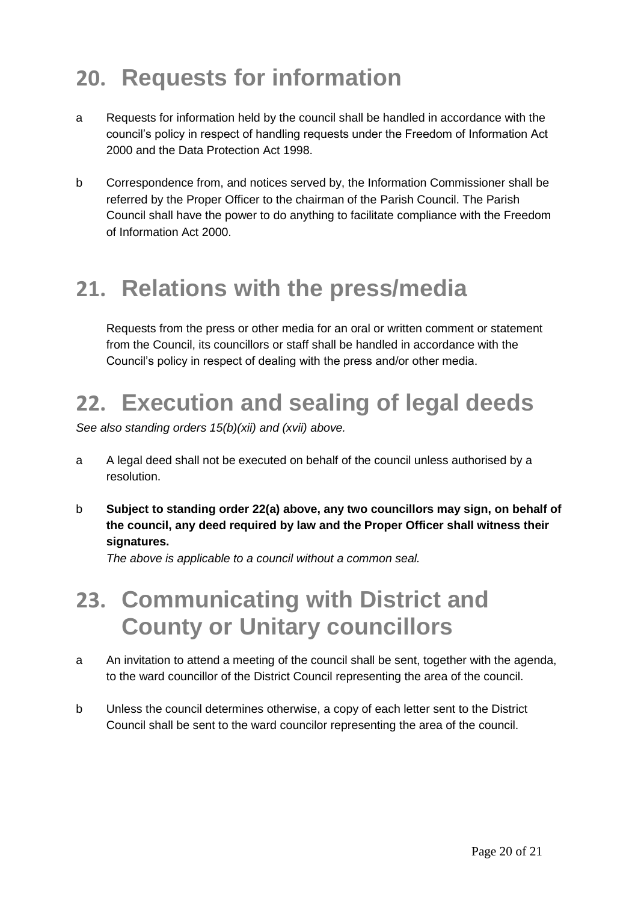# 20. Requests for information

a Requests for information held by the council shall be handled in accordance with the council's policy in respect of handling requests under the Freedom of Information Act 2000 and the Data Protection Act 1998.

b Correspondence from, and notices served by, the Information Commissioner shall be referred by the Proper Officer to the chairman of the Parish Council. The Parish Council shall have the power to do anything to facilitate compliance with the Freedom of Information Act 2000.

# 21. Relations with the press/media

Requests from the press or other media for an oral or written comment or statement from the Council, its councillors or staff shall be handled in accordance with the Council's policy in respect of dealing with the press and/or other media.

# 22. Execution and sealing of legal deeds

*See also standing orders 15(b)(xii) and (xvii) above.*

a A legal deed shall not be executed on behalf of the council unless authorised by a resolution.

b **Subject to standing order 22(a) above, any two councillors may sign, on behalf of the council, any deed required by law and the Proper Officer shall witness their signatures.**
*The above is applicable to a council without a common seal.*

# 23. Communicating with District and County or Unitary councillors

a An invitation to attend a meeting of the council shall be sent, together with the agenda, to the ward councillor of the District Council representing the area of the council.

b Unless the council determines otherwise, a copy of each letter sent to the District Council shall be sent to the ward councilor representing the area of the council.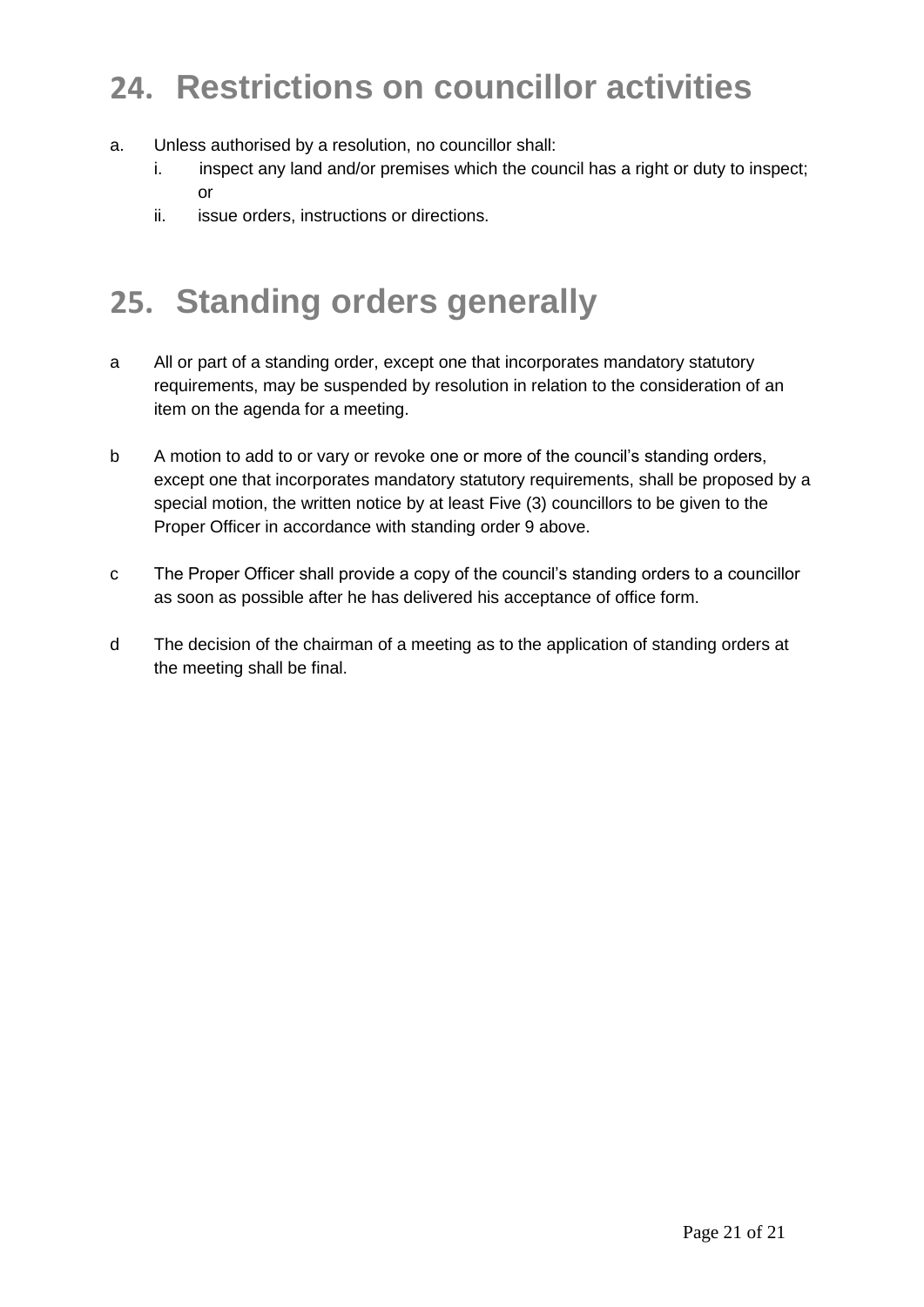# 24. Restrictions on councillor activities

a. Unless authorised by a resolution, no councillor shall:
   - i. inspect any land and/or premises which the council has a right or duty to inspect; or
   - ii. issue orders, instructions or directions.

# 25. Standing orders generally

a All or part of a standing order, except one that incorporates mandatory statutory requirements, may be suspended by resolution in relation to the consideration of an item on the agenda for a meeting.

b A motion to add to or vary or revoke one or more of the council's standing orders, except one that incorporates mandatory statutory requirements, shall be proposed by a special motion, the written notice by at least Five (3) councillors to be given to the Proper Officer in accordance with standing order 9 above.

c The Proper Officer shall provide a copy of the council's standing orders to a councillor as soon as possible after he has delivered his acceptance of office form.

d The decision of the chairman of a meeting as to the application of standing orders at the meeting shall be final.